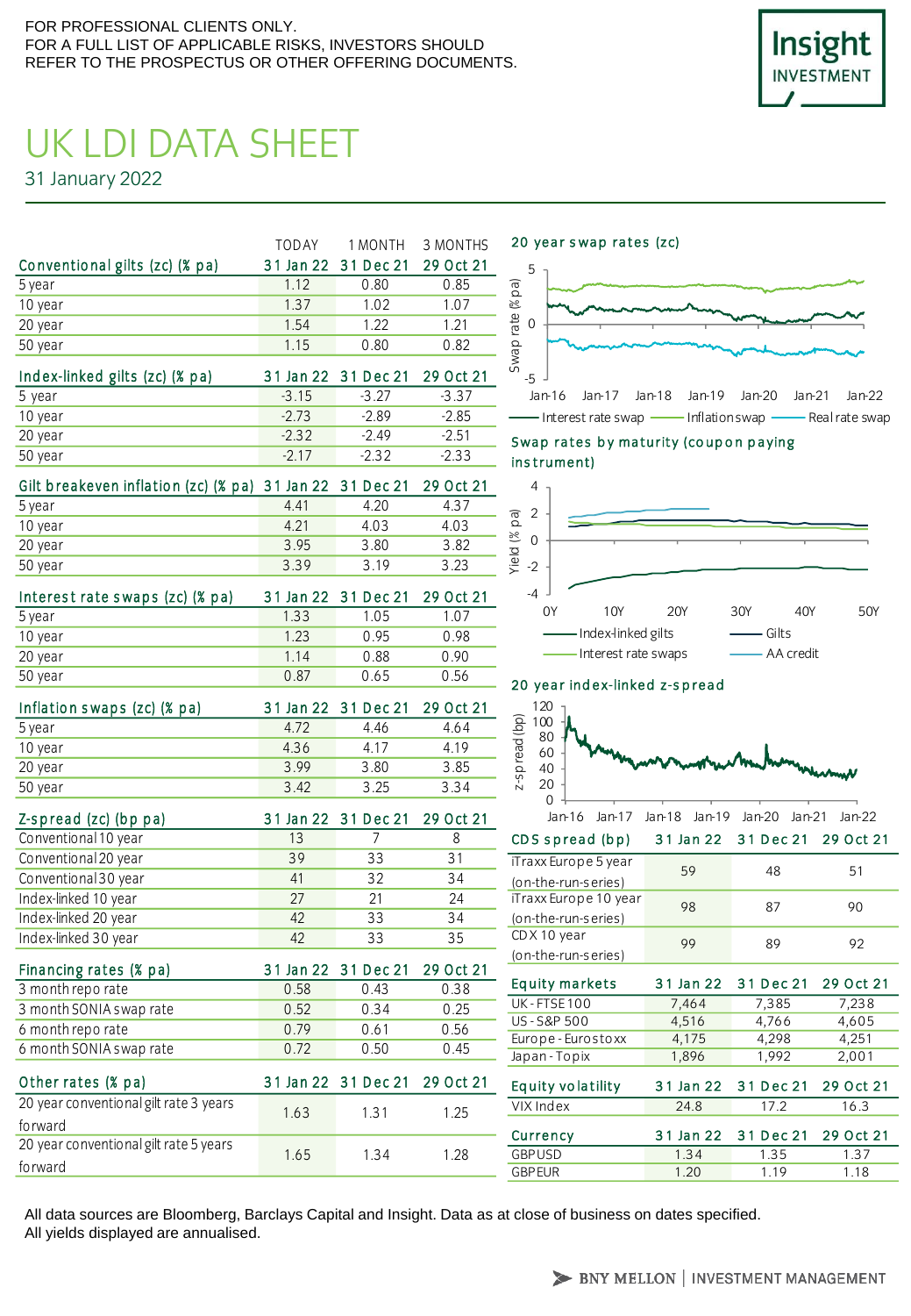FOR PROFESSIONAL CLIENTS ONLY.
FOR A FULL LIST OF APPLICABLE RISKS, INVESTORS SHOULD REFER TO THE PROSPECTUS OR OTHER OFFERING DOCUMENTS.

Insight INVESTMENT

# UK LDI DATA SHEET

31 January 2022

| | TODAY | 1 MONTH | 3 MONTHS |
|---|---|---|---|
| **Conventional gilts (zc) (% pa)** | 31 Jan 22 | 31 Dec 21 | 29 Oct 21 |
| 5 year | 1.12 | 0.80 | 0.85 |
| 10 year | 1.37 | 1.02 | 1.07 |
| 20 year | 1.54 | 1.22 | 1.21 |
| 50 year | 1.15 | 0.80 | 0.82 |
| **Index-linked gilts (zc) (% pa)** | 31 Jan 22 | 31 Dec 21 | 29 Oct 21 |
| 5 year | -3.15 | -3.27 | -3.37 |
| 10 year | -2.73 | -2.89 | -2.85 |
| 20 year | -2.32 | -2.49 | -2.51 |
| 50 year | -2.17 | -2.32 | -2.33 |
| **Gilt breakeven inflation (zc) (% pa)** | 31 Jan 22 | 31 Dec 21 | 29 Oct 21 |
| 5 year | 4.41 | 4.20 | 4.37 |
| 10 year | 4.21 | 4.03 | 4.03 |
| 20 year | 3.95 | 3.80 | 3.82 |
| 50 year | 3.39 | 3.19 | 3.23 |
| **Interest rate swaps (zc) (% pa)** | 31 Jan 22 | 31 Dec 21 | 29 Oct 21 |
| 5 year | 1.33 | 1.05 | 1.07 |
| 10 year | 1.23 | 0.95 | 0.98 |
| 20 year | 1.14 | 0.88 | 0.90 |
| 50 year | 0.87 | 0.65 | 0.56 |
| **Inflation swaps (zc) (% pa)** | 31 Jan 22 | 31 Dec 21 | 29 Oct 21 |
| 5 year | 4.72 | 4.46 | 4.64 |
| 10 year | 4.36 | 4.17 | 4.19 |
| 20 year | 3.99 | 3.80 | 3.85 |
| 50 year | 3.42 | 3.25 | 3.34 |
| **Z-spread (zc) (bp pa)** | 31 Jan 22 | 31 Dec 21 | 29 Oct 21 |
| Conventional 10 year | 13 | 7 | 8 |
| Conventional 20 year | 39 | 33 | 31 |
| Conventional 30 year | 41 | 32 | 34 |
| Index-linked 10 year | 27 | 21 | 24 |
| Index-linked 20 year | 42 | 33 | 34 |
| Index-linked 30 year | 42 | 33 | 35 |
| **Financing rates (% pa)** | 31 Jan 22 | 31 Dec 21 | 29 Oct 21 |
| 3 month repo rate | 0.58 | 0.43 | 0.38 |
| 3 month SONIA swap rate | 0.52 | 0.34 | 0.25 |
| 6 month repo rate | 0.79 | 0.61 | 0.56 |
| 6 month SONIA swap rate | 0.72 | 0.50 | 0.45 |
| **Other rates (% pa)** | 31 Jan 22 | 31 Dec 21 | 29 Oct 21 |
| 20 year conventional gilt rate 3 years forward | 1.63 | 1.31 | 1.25 |
| 20 year conventional gilt rate 5 years forward | 1.65 | 1.34 | 1.28 |

**20 year swap rates (zc)**

Swap rate (% pa)
5
0
-5
Jan-16 Jan-17 Jan-18 Jan-19 Jan-20 Jan-21 Jan-22
Interest rate swap — Inflation swap — Real rate swap

**Swap rates by maturity (coupon paying instrument)**

Yield (% pa)
4
2
0
-2
-4
0Y 10Y 20Y 30Y 40Y 50Y
Index-linked gilts — Gilts — Interest rate swaps — AA credit

**20 year index-linked z-spread**

z-spread (bp)
120
100
80
60
40
20
0
Jan-16 Jan-17 Jan-18 Jan-19 Jan-20 Jan-21 Jan-22

| **CDS spread (bp)** | 31 Jan 22 | 31 Dec 21 | 29 Oct 21 |
|---|---|---|---|
| iTraxx Europe 5 year (on-the-run-series) | 59 | 48 | 51 |
| iTraxx Europe 10 year (on-the-run-series) | 98 | 87 | 90 |
| CDX 10 year (on-the-run-series) | 99 | 89 | 92 |

| **Equity markets** | 31 Jan 22 | 31 Dec 21 | 29 Oct 21 |
|---|---|---|---|
| UK - FTSE 100 | 7,464 | 7,385 | 7,238 |
| US - S&P 500 | 4,516 | 4,766 | 4,605 |
| Europe - Eurostoxx | 4,175 | 4,298 | 4,251 |
| Japan - Topix | 1,896 | 1,992 | 2,001 |

| **Equity volatility** | 31 Jan 22 | 31 Dec 21 | 29 Oct 21 |
|---|---|---|---|
| VIX Index | 24.8 | 17.2 | 16.3 |

| **Currency** | 31 Jan 22 | 31 Dec 21 | 29 Oct 21 |
|---|---|---|---|
| GBPUSD | 1.34 | 1.35 | 1.37 |
| GBPEUR | 1.20 | 1.19 | 1.18 |

All data sources are Bloomberg, Barclays Capital and Insight. Data as at close of business on dates specified.
All yields displayed are annualised.

BNY MELLON | INVESTMENT MANAGEMENT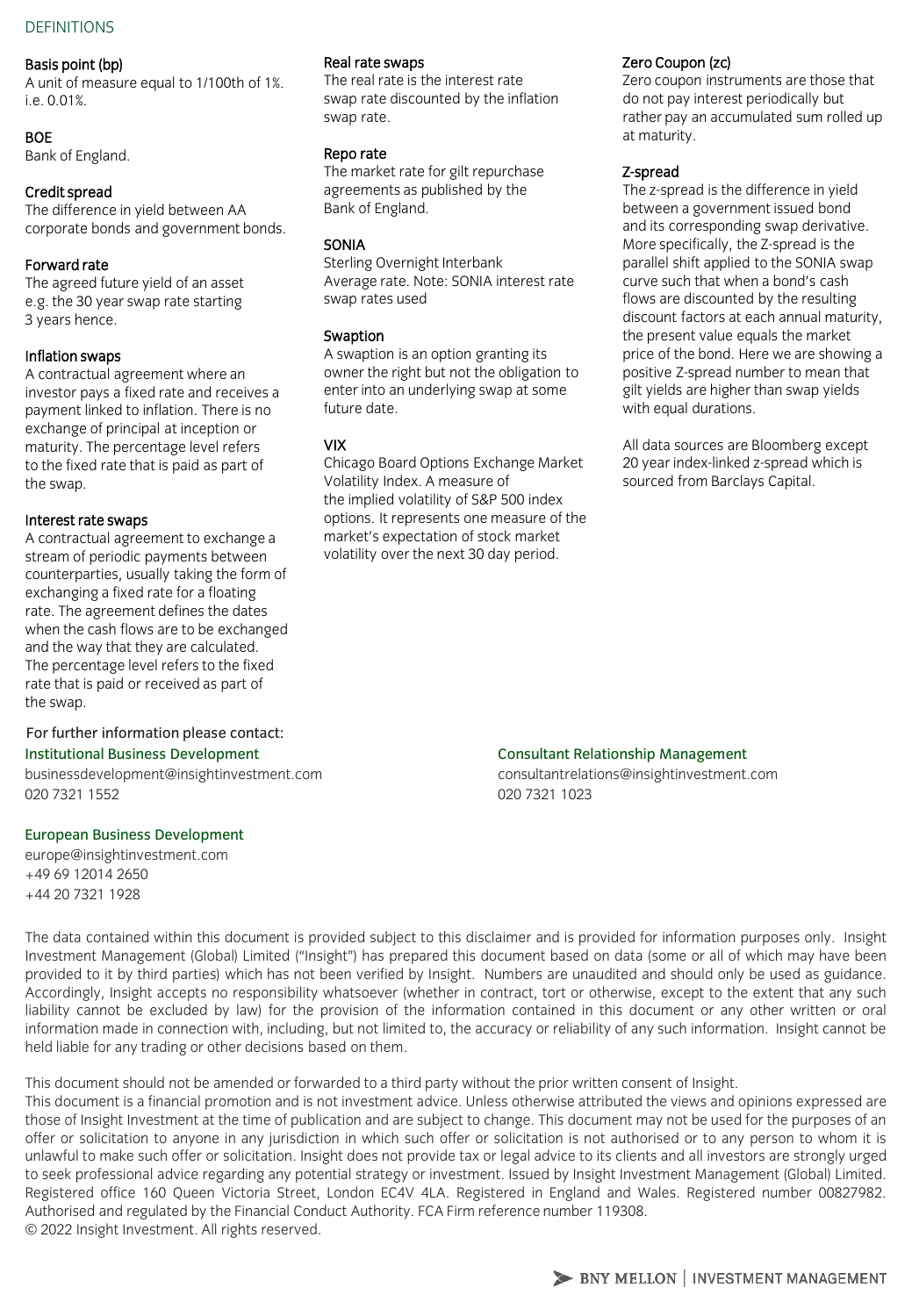## DEFINITIONS

**Basis point (bp)**
A unit of measure equal to 1/100th of 1%. i.e. 0.01%.

**BOE**
Bank of England.

**Credit spread**
The difference in yield between AA corporate bonds and government bonds.

**Forward rate**
The agreed future yield of an asset e.g. the 30 year swap rate starting 3 years hence.

**Inflation swaps**
A contractual agreement where an investor pays a fixed rate and receives a payment linked to inflation. There is no exchange of principal at inception or maturity. The percentage level refers to the fixed rate that is paid as part of the swap.

**Interest rate swaps**
A contractual agreement to exchange a stream of periodic payments between counterparties, usually taking the form of exchanging a fixed rate for a floating rate. The agreement defines the dates when the cash flows are to be exchanged and the way that they are calculated. The percentage level refers to the fixed rate that is paid or received as part of the swap.

**Real rate swaps**
The real rate is the interest rate swap rate discounted by the inflation swap rate.

**Repo rate**
The market rate for gilt repurchase agreements as published by the Bank of England.

**SONIA**
Sterling Overnight Interbank Average rate. Note: SONIA interest rate swap rates used

**Swaption**
A swaption is an option granting its owner the right but not the obligation to enter into an underlying swap at some future date.

**VIX**
Chicago Board Options Exchange Market Volatility Index. A measure of the implied volatility of S&P 500 index options. It represents one measure of the market's expectation of stock market volatility over the next 30 day period.

**Zero Coupon (zc)**
Zero coupon instruments are those that do not pay interest periodically but rather pay an accumulated sum rolled up at maturity.

**Z-spread**
The z-spread is the difference in yield between a government issued bond and its corresponding swap derivative. More specifically, the Z-spread is the parallel shift applied to the SONIA swap curve such that when a bond's cash flows are discounted by the resulting discount factors at each annual maturity, the present value equals the market price of the bond. Here we are showing a positive Z-spread number to mean that gilt yields are higher than swap yields with equal durations.

All data sources are Bloomberg except 20 year index-linked z-spread which is sourced from Barclays Capital.

For further information please contact:

**Institutional Business Development**
businessdevelopment@insightinvestment.com
020 7321 1552

**Consultant Relationship Management**
consultantrelations@insightinvestment.com
020 7321 1023

**European Business Development**
europe@insightinvestment.com
+49 69 12014 2650
+44 20 7321 1928

The data contained within this document is provided subject to this disclaimer and is provided for information purposes only. Insight Investment Management (Global) Limited ("Insight") has prepared this document based on data (some or all of which may have been provided to it by third parties) which has not been verified by Insight. Numbers are unaudited and should only be used as guidance. Accordingly, Insight accepts no responsibility whatsoever (whether in contract, tort or otherwise, except to the extent that any such liability cannot be excluded by law) for the provision of the information contained in this document or any other written or oral information made in connection with, including, but not limited to, the accuracy or reliability of any such information. Insight cannot be held liable for any trading or other decisions based on them.

This document should not be amended or forwarded to a third party without the prior written consent of Insight.
This document is a financial promotion and is not investment advice. Unless otherwise attributed the views and opinions expressed are those of Insight Investment at the time of publication and are subject to change. This document may not be used for the purposes of an offer or solicitation to anyone in any jurisdiction in which such offer or solicitation is not authorised or to any person to whom it is unlawful to make such offer or solicitation. Insight does not provide tax or legal advice to its clients and all investors are strongly urged to seek professional advice regarding any potential strategy or investment. Issued by Insight Investment Management (Global) Limited. Registered office 160 Queen Victoria Street, London EC4V 4LA. Registered in England and Wales. Registered number 00827982. Authorised and regulated by the Financial Conduct Authority. FCA Firm reference number 119308.
© 2022 Insight Investment. All rights reserved.

BNY MELLON | INVESTMENT MANAGEMENT